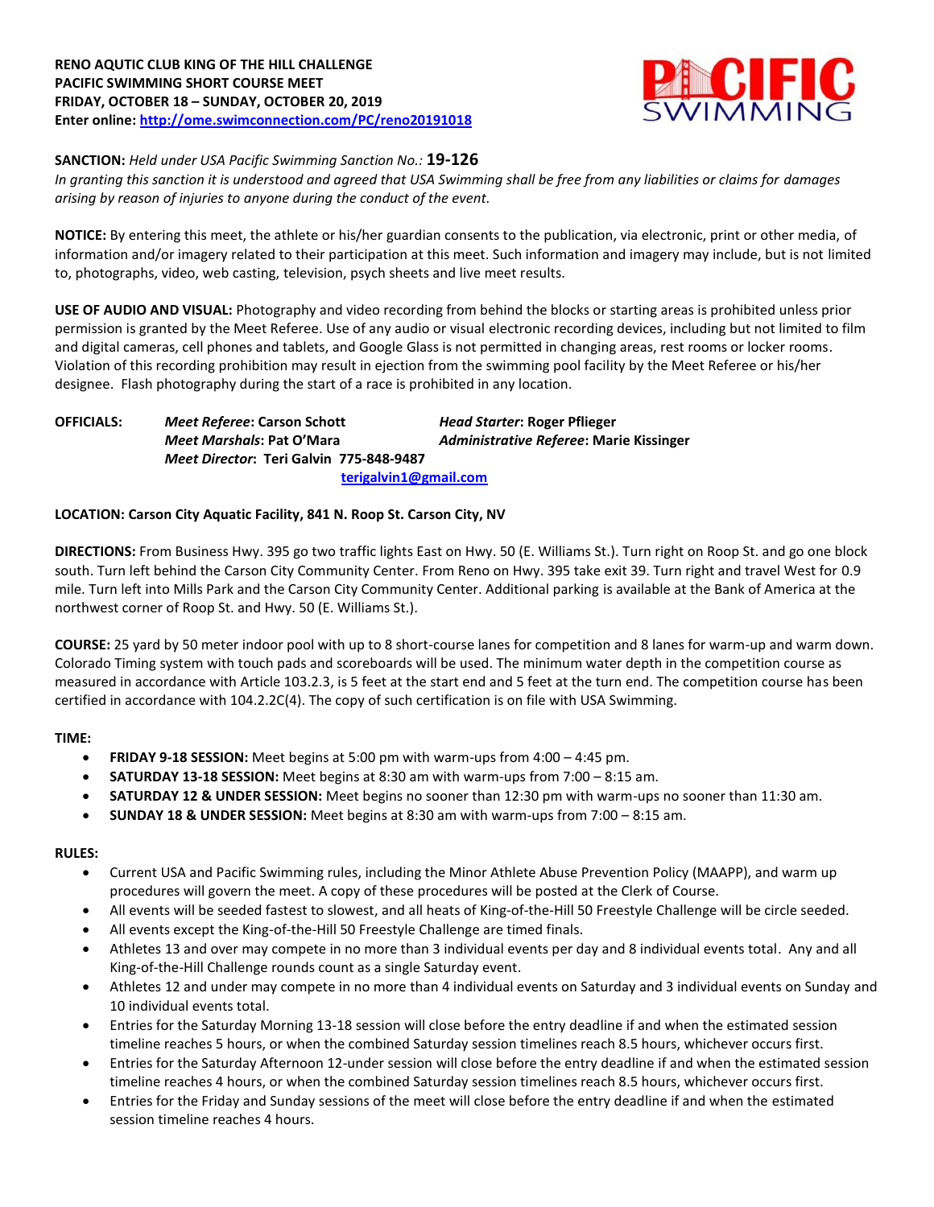**RENO AQUTIC CLUB KING OF THE HILL CHALLENGE**
**PACIFIC SWIMMING SHORT COURSE MEET**
**FRIDAY, OCTOBER 18 – SUNDAY, OCTOBER 20, 2019**
**Enter online: http://ome.swimconnection.com/PC/reno20191018**

**SANCTION:** *Held under USA Pacific Swimming Sanction No.:* **19-126**
*In granting this sanction it is understood and agreed that USA Swimming shall be free from any liabilities or claims for damages arising by reason of injuries to anyone during the conduct of the event.*

**NOTICE:** By entering this meet, the athlete or his/her guardian consents to the publication, via electronic, print or other media, of information and/or imagery related to their participation at this meet. Such information and imagery may include, but is not limited to, photographs, video, web casting, television, psych sheets and live meet results.

**USE OF AUDIO AND VISUAL:** Photography and video recording from behind the blocks or starting areas is prohibited unless prior permission is granted by the Meet Referee. Use of any audio or visual electronic recording devices, including but not limited to film and digital cameras, cell phones and tablets, and Google Glass is not permitted in changing areas, rest rooms or locker rooms. Violation of this recording prohibition may result in ejection from the swimming pool facility by the Meet Referee or his/her designee. Flash photography during the start of a race is prohibited in any location.

**OFFICIALS:**
***Meet Referee*: Carson Schott**
***Head Starter*: Roger Pflieger**
***Meet Marshals*: Pat O'Mara**
***Administrative Referee*: Marie Kissinger**
***Meet Director*: Teri Galvin 775-848-9487 terigalvin1@gmail.com**

**LOCATION: Carson City Aquatic Facility, 841 N. Roop St. Carson City, NV**

**DIRECTIONS:** From Business Hwy. 395 go two traffic lights East on Hwy. 50 (E. Williams St.). Turn right on Roop St. and go one block south. Turn left behind the Carson City Community Center. From Reno on Hwy. 395 take exit 39. Turn right and travel West for 0.9 mile. Turn left into Mills Park and the Carson City Community Center. Additional parking is available at the Bank of America at the northwest corner of Roop St. and Hwy. 50 (E. Williams St.).

**COURSE:** 25 yard by 50 meter indoor pool with up to 8 short-course lanes for competition and 8 lanes for warm-up and warm down. Colorado Timing system with touch pads and scoreboards will be used. The minimum water depth in the competition course as measured in accordance with Article 103.2.3, is 5 feet at the start end and 5 feet at the turn end. The competition course has been certified in accordance with 104.2.2C(4). The copy of such certification is on file with USA Swimming.

**TIME:**

- **FRIDAY 9-18 SESSION:** Meet begins at 5:00 pm with warm-ups from 4:00 – 4:45 pm.
- **SATURDAY 13-18 SESSION:** Meet begins at 8:30 am with warm-ups from 7:00 – 8:15 am.
- **SATURDAY 12 & UNDER SESSION:** Meet begins no sooner than 12:30 pm with warm-ups no sooner than 11:30 am.
- **SUNDAY 18 & UNDER SESSION:** Meet begins at 8:30 am with warm-ups from 7:00 – 8:15 am.

**RULES:**

- Current USA and Pacific Swimming rules, including the Minor Athlete Abuse Prevention Policy (MAAPP), and warm up procedures will govern the meet. A copy of these procedures will be posted at the Clerk of Course.
- All events will be seeded fastest to slowest, and all heats of King-of-the-Hill 50 Freestyle Challenge will be circle seeded.
- All events except the King-of-the-Hill 50 Freestyle Challenge are timed finals.
- Athletes 13 and over may compete in no more than 3 individual events per day and 8 individual events total. Any and all King-of-the-Hill Challenge rounds count as a single Saturday event.
- Athletes 12 and under may compete in no more than 4 individual events on Saturday and 3 individual events on Sunday and 10 individual events total.
- Entries for the Saturday Morning 13-18 session will close before the entry deadline if and when the estimated session timeline reaches 5 hours, or when the combined Saturday session timelines reach 8.5 hours, whichever occurs first.
- Entries for the Saturday Afternoon 12-under session will close before the entry deadline if and when the estimated session timeline reaches 4 hours, or when the combined Saturday session timelines reach 8.5 hours, whichever occurs first.
- Entries for the Friday and Sunday sessions of the meet will close before the entry deadline if and when the estimated session timeline reaches 4 hours.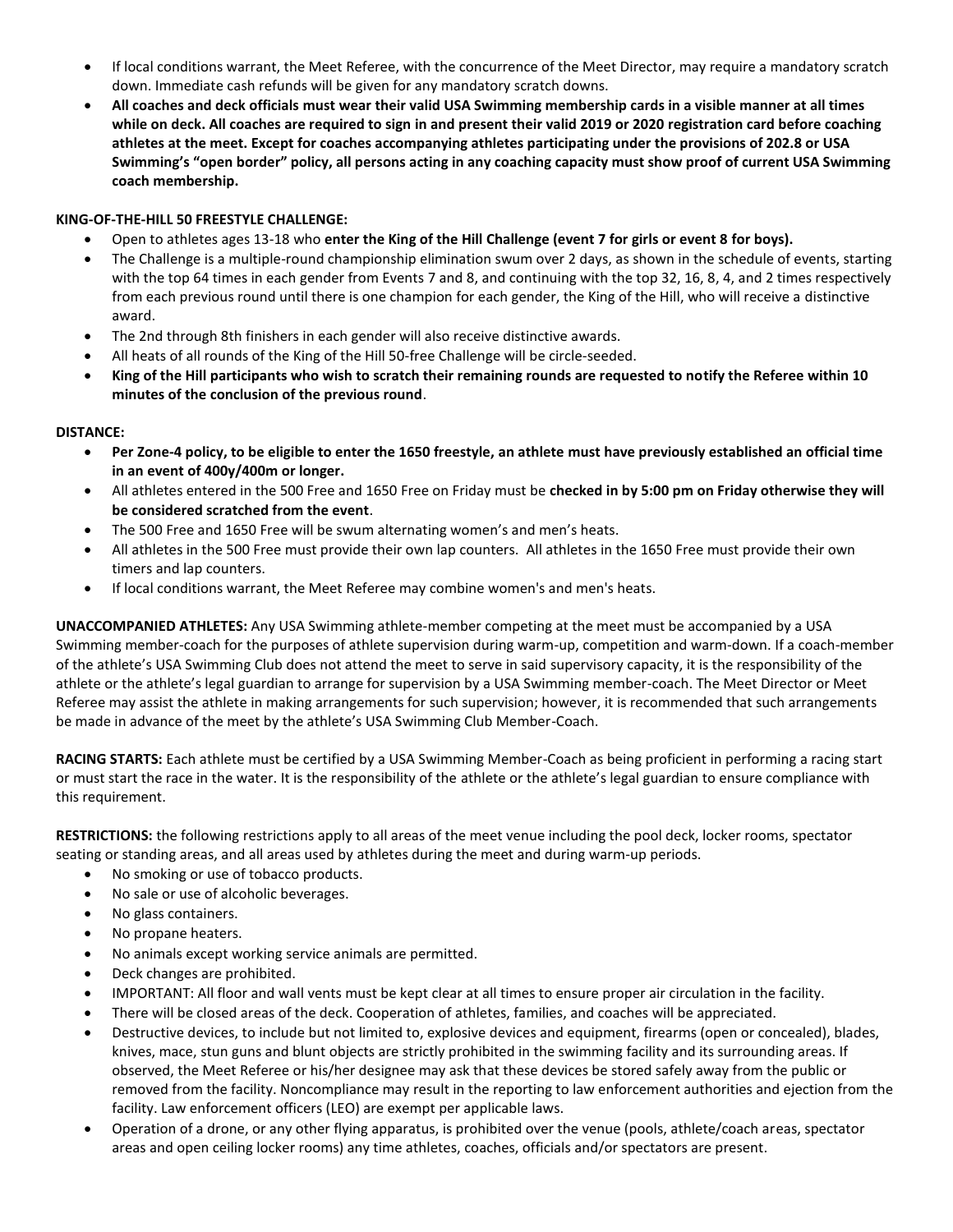- If local conditions warrant, the Meet Referee, with the concurrence of the Meet Director, may require a mandatory scratch down. Immediate cash refunds will be given for any mandatory scratch downs.
- **All coaches and deck officials must wear their valid USA Swimming membership cards in a visible manner at all times while on deck. All coaches are required to sign in and present their valid 2019 or 2020 registration card before coaching athletes at the meet. Except for coaches accompanying athletes participating under the provisions of 202.8 or USA Swimming's "open border" policy, all persons acting in any coaching capacity must show proof of current USA Swimming coach membership.**

**KING-OF-THE-HILL 50 FREESTYLE CHALLENGE:**

- Open to athletes ages 13-18 who **enter the King of the Hill Challenge (event 7 for girls or event 8 for boys).**
- The Challenge is a multiple-round championship elimination swum over 2 days, as shown in the schedule of events, starting with the top 64 times in each gender from Events 7 and 8, and continuing with the top 32, 16, 8, 4, and 2 times respectively from each previous round until there is one champion for each gender, the King of the Hill, who will receive a distinctive award.
- The 2nd through 8th finishers in each gender will also receive distinctive awards.
- All heats of all rounds of the King of the Hill 50-free Challenge will be circle-seeded.
- **King of the Hill participants who wish to scratch their remaining rounds are requested to notify the Referee within 10 minutes of the conclusion of the previous round**.

**DISTANCE:**

- **Per Zone-4 policy, to be eligible to enter the 1650 freestyle, an athlete must have previously established an official time in an event of 400y/400m or longer.**
- All athletes entered in the 500 Free and 1650 Free on Friday must be **checked in by 5:00 pm on Friday otherwise they will be considered scratched from the event**.
- The 500 Free and 1650 Free will be swum alternating women's and men's heats.
- All athletes in the 500 Free must provide their own lap counters. All athletes in the 1650 Free must provide their own timers and lap counters.
- If local conditions warrant, the Meet Referee may combine women's and men's heats.

**UNACCOMPANIED ATHLETES:** Any USA Swimming athlete-member competing at the meet must be accompanied by a USA Swimming member-coach for the purposes of athlete supervision during warm-up, competition and warm-down. If a coach-member of the athlete's USA Swimming Club does not attend the meet to serve in said supervisory capacity, it is the responsibility of the athlete or the athlete's legal guardian to arrange for supervision by a USA Swimming member-coach. The Meet Director or Meet Referee may assist the athlete in making arrangements for such supervision; however, it is recommended that such arrangements be made in advance of the meet by the athlete's USA Swimming Club Member-Coach.

**RACING STARTS:** Each athlete must be certified by a USA Swimming Member-Coach as being proficient in performing a racing start or must start the race in the water. It is the responsibility of the athlete or the athlete's legal guardian to ensure compliance with this requirement.

**RESTRICTIONS:** the following restrictions apply to all areas of the meet venue including the pool deck, locker rooms, spectator seating or standing areas, and all areas used by athletes during the meet and during warm-up periods.

- No smoking or use of tobacco products.
- No sale or use of alcoholic beverages.
- No glass containers.
- No propane heaters.
- No animals except working service animals are permitted.
- Deck changes are prohibited.
- IMPORTANT: All floor and wall vents must be kept clear at all times to ensure proper air circulation in the facility.
- There will be closed areas of the deck. Cooperation of athletes, families, and coaches will be appreciated.
- Destructive devices, to include but not limited to, explosive devices and equipment, firearms (open or concealed), blades, knives, mace, stun guns and blunt objects are strictly prohibited in the swimming facility and its surrounding areas. If observed, the Meet Referee or his/her designee may ask that these devices be stored safely away from the public or removed from the facility. Noncompliance may result in the reporting to law enforcement authorities and ejection from the facility. Law enforcement officers (LEO) are exempt per applicable laws.
- Operation of a drone, or any other flying apparatus, is prohibited over the venue (pools, athlete/coach areas, spectator areas and open ceiling locker rooms) any time athletes, coaches, officials and/or spectators are present.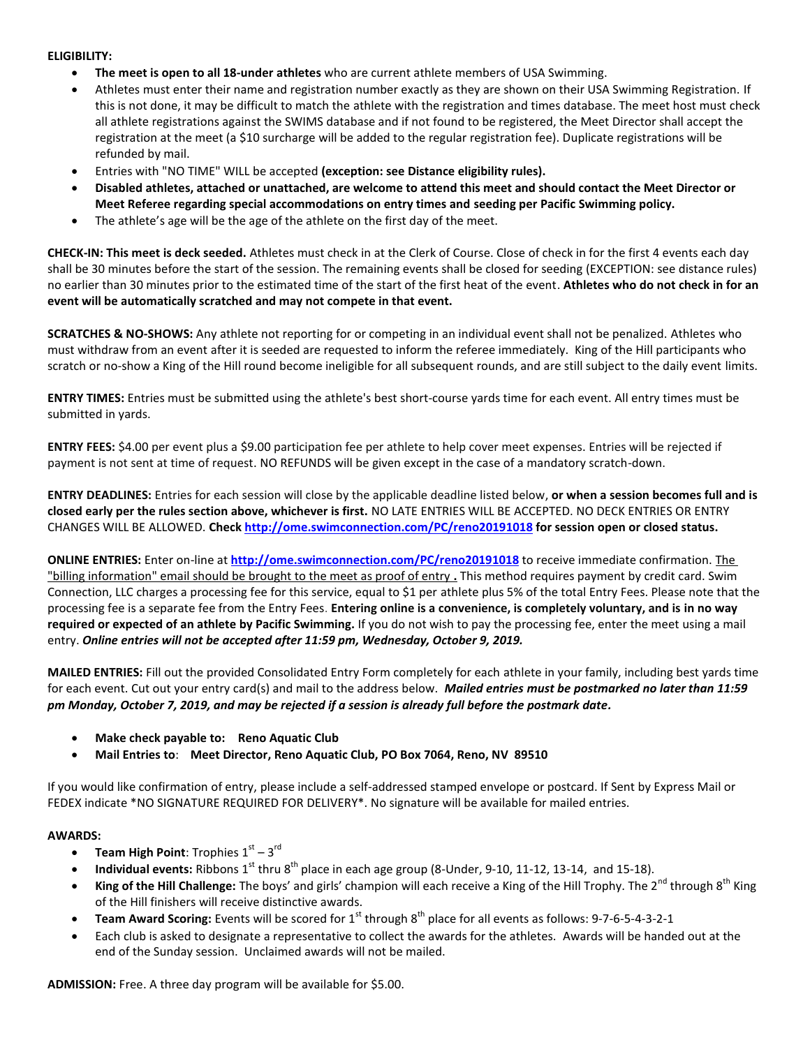**ELIGIBILITY:**

- **The meet is open to all 18-under athletes** who are current athlete members of USA Swimming.
- Athletes must enter their name and registration number exactly as they are shown on their USA Swimming Registration. If this is not done, it may be difficult to match the athlete with the registration and times database. The meet host must check all athlete registrations against the SWIMS database and if not found to be registered, the Meet Director shall accept the registration at the meet (a $10 surcharge will be added to the regular registration fee). Duplicate registrations will be refunded by mail.
- Entries with "NO TIME" WILL be accepted **(exception: see Distance eligibility rules).**
- **Disabled athletes, attached or unattached, are welcome to attend this meet and should contact the Meet Director or Meet Referee regarding special accommodations on entry times and seeding per Pacific Swimming policy.**
- The athlete's age will be the age of the athlete on the first day of the meet.

**CHECK-IN: This meet is deck seeded.** Athletes must check in at the Clerk of Course. Close of check in for the first 4 events each day shall be 30 minutes before the start of the session. The remaining events shall be closed for seeding (EXCEPTION: see distance rules) no earlier than 30 minutes prior to the estimated time of the start of the first heat of the event. **Athletes who do not check in for an event will be automatically scratched and may not compete in that event.**

**SCRATCHES & NO-SHOWS:** Any athlete not reporting for or competing in an individual event shall not be penalized. Athletes who must withdraw from an event after it is seeded are requested to inform the referee immediately. King of the Hill participants who scratch or no-show a King of the Hill round become ineligible for all subsequent rounds, and are still subject to the daily event limits.

**ENTRY TIMES:** Entries must be submitted using the athlete's best short-course yards time for each event. All entry times must be submitted in yards.

**ENTRY FEES:** $4.00 per event plus a $9.00 participation fee per athlete to help cover meet expenses. Entries will be rejected if payment is not sent at time of request. NO REFUNDS will be given except in the case of a mandatory scratch-down.

**ENTRY DEADLINES:** Entries for each session will close by the applicable deadline listed below, **or when a session becomes full and is closed early per the rules section above, whichever is first.** NO LATE ENTRIES WILL BE ACCEPTED. NO DECK ENTRIES OR ENTRY CHANGES WILL BE ALLOWED. **Check http://ome.swimconnection.com/PC/reno20191018 for session open or closed status.**

**ONLINE ENTRIES:** Enter on-line at **http://ome.swimconnection.com/PC/reno20191018** to receive immediate confirmation. The "billing information" email should be brought to the meet as proof of entry **.** This method requires payment by credit card. Swim Connection, LLC charges a processing fee for this service, equal to $1 per athlete plus 5% of the total Entry Fees. Please note that the processing fee is a separate fee from the Entry Fees. **Entering online is a convenience, is completely voluntary, and is in no way required or expected of an athlete by Pacific Swimming.** If you do not wish to pay the processing fee, enter the meet using a mail entry. ***Online entries will not be accepted after 11:59 pm, Wednesday, October 9, 2019.***

**MAILED ENTRIES:** Fill out the provided Consolidated Entry Form completely for each athlete in your family, including best yards time for each event. Cut out your entry card(s) and mail to the address below. ***Mailed entries must be postmarked no later than 11:59 pm Monday, October 7, 2019, and may be rejected if a session is already full before the postmark date.***

- **Make check payable to: Reno Aquatic Club**
- **Mail Entries to**: **Meet Director, Reno Aquatic Club, PO Box 7064, Reno, NV 89510**

If you would like confirmation of entry, please include a self-addressed stamped envelope or postcard. If Sent by Express Mail or FEDEX indicate *NO SIGNATURE REQUIRED FOR DELIVERY*. No signature will be available for mailed entries.

**AWARDS:**

- **Team High Point**: Trophies 1st – 3rd
- **Individual events:** Ribbons 1st thru 8th place in each age group (8-Under, 9-10, 11-12, 13-14, and 15-18).
- **King of the Hill Challenge:** The boys' and girls' champion will each receive a King of the Hill Trophy. The 2nd through 8th King of the Hill finishers will receive distinctive awards.
- **Team Award Scoring:** Events will be scored for 1st through 8th place for all events as follows: 9-7-6-5-4-3-2-1
- Each club is asked to designate a representative to collect the awards for the athletes. Awards will be handed out at the end of the Sunday session. Unclaimed awards will not be mailed.

**ADMISSION:** Free. A three day program will be available for $5.00.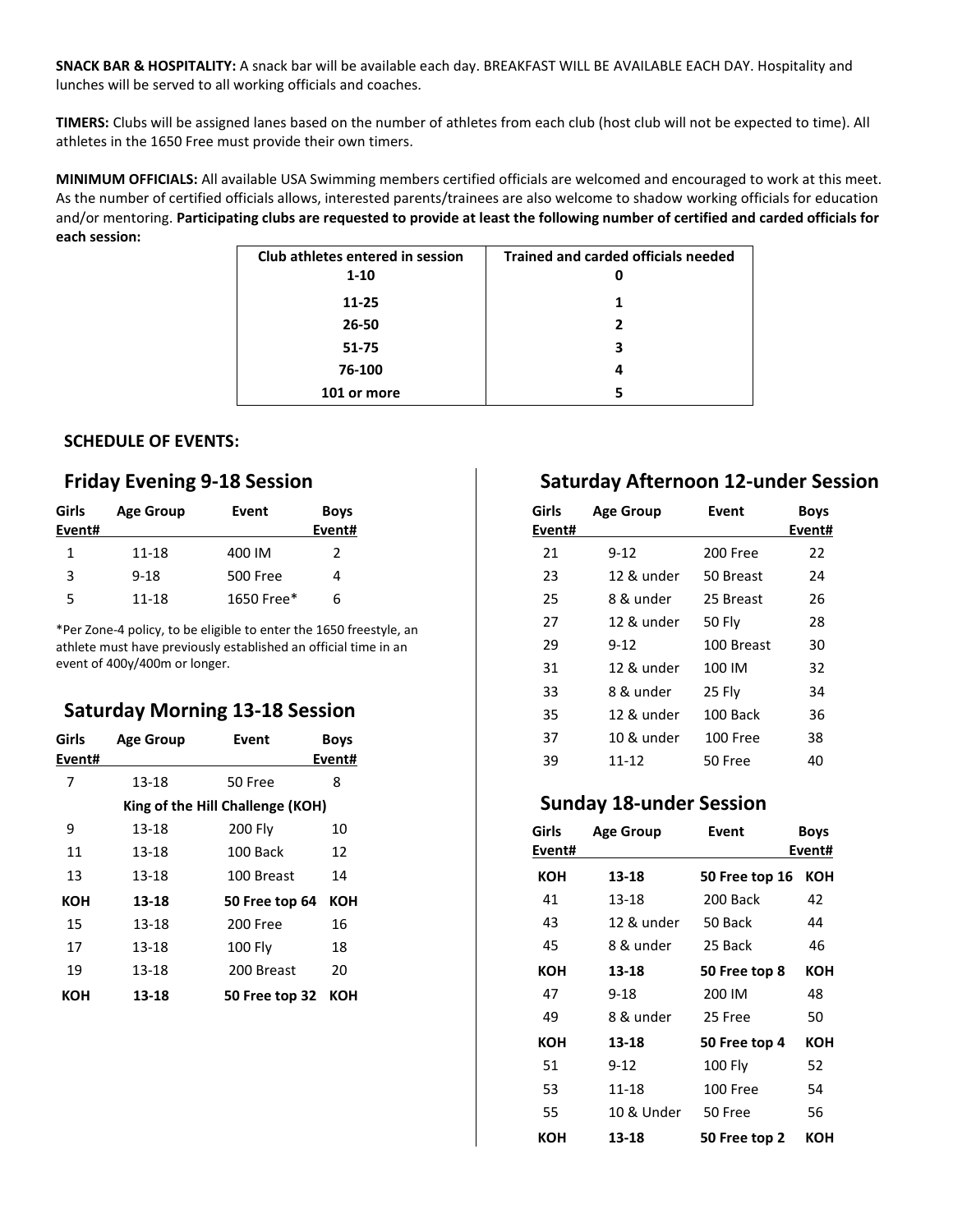**SNACK BAR & HOSPITALITY:** A snack bar will be available each day. BREAKFAST WILL BE AVAILABLE EACH DAY. Hospitality and lunches will be served to all working officials and coaches.

**TIMERS:** Clubs will be assigned lanes based on the number of athletes from each club (host club will not be expected to time). All athletes in the 1650 Free must provide their own timers.

**MINIMUM OFFICIALS:** All available USA Swimming members certified officials are welcomed and encouraged to work at this meet. As the number of certified officials allows, interested parents/trainees are also welcome to shadow working officials for education and/or mentoring. **Participating clubs are requested to provide at least the following number of certified and carded officials for each session:**

| Club athletes entered in session | Trained and carded officials needed |
|---|---|
| 1-10 | 0 |
| 11-25 | 1 |
| 26-50 | 2 |
| 51-75 | 3 |
| 76-100 | 4 |
| 101 or more | 5 |

**SCHEDULE OF EVENTS:**

## Friday Evening 9-18 Session

| Girls Event# | Age Group | Event | Boys Event# |
|---|---|---|---|
| 1 | 11-18 | 400 IM | 2 |
| 3 | 9-18 | 500 Free | 4 |
| 5 | 11-18 | 1650 Free* | 6 |

*Per Zone-4 policy, to be eligible to enter the 1650 freestyle, an athlete must have previously established an official time in an event of 400y/400m or longer.

## Saturday Morning 13-18 Session

| Girls Event# | Age Group | Event | Boys Event# |
|---|---|---|---|
| 7 | 13-18 | 50 Free | 8 |
| | **King of the Hill Challenge (KOH)** | | |
| 9 | 13-18 | 200 Fly | 10 |
| 11 | 13-18 | 100 Back | 12 |
| 13 | 13-18 | 100 Breast | 14 |
| **KOH** | **13-18** | **50 Free top 64** | **KOH** |
| 15 | 13-18 | 200 Free | 16 |
| 17 | 13-18 | 100 Fly | 18 |
| 19 | 13-18 | 200 Breast | 20 |
| **KOH** | **13-18** | **50 Free top 32** | **KOH** |

## Saturday Afternoon 12-under Session

| Girls Event# | Age Group | Event | Boys Event# |
|---|---|---|---|
| 21 | 9-12 | 200 Free | 22 |
| 23 | 12 & under | 50 Breast | 24 |
| 25 | 8 & under | 25 Breast | 26 |
| 27 | 12 & under | 50 Fly | 28 |
| 29 | 9-12 | 100 Breast | 30 |
| 31 | 12 & under | 100 IM | 32 |
| 33 | 8 & under | 25 Fly | 34 |
| 35 | 12 & under | 100 Back | 36 |
| 37 | 10 & under | 100 Free | 38 |
| 39 | 11-12 | 50 Free | 40 |

## Sunday 18-under Session

| Girls Event# | Age Group | Event | Boys Event# |
|---|---|---|---|
| **KOH** | **13-18** | **50 Free top 16** | **KOH** |
| 41 | 13-18 | 200 Back | 42 |
| 43 | 12 & under | 50 Back | 44 |
| 45 | 8 & under | 25 Back | 46 |
| **KOH** | **13-18** | **50 Free top 8** | **KOH** |
| 47 | 9-18 | 200 IM | 48 |
| 49 | 8 & under | 25 Free | 50 |
| **KOH** | **13-18** | **50 Free top 4** | **KOH** |
| 51 | 9-12 | 100 Fly | 52 |
| 53 | 11-18 | 100 Free | 54 |
| 55 | 10 & Under | 50 Free | 56 |
| **KOH** | **13-18** | **50 Free top 2** | **KOH** |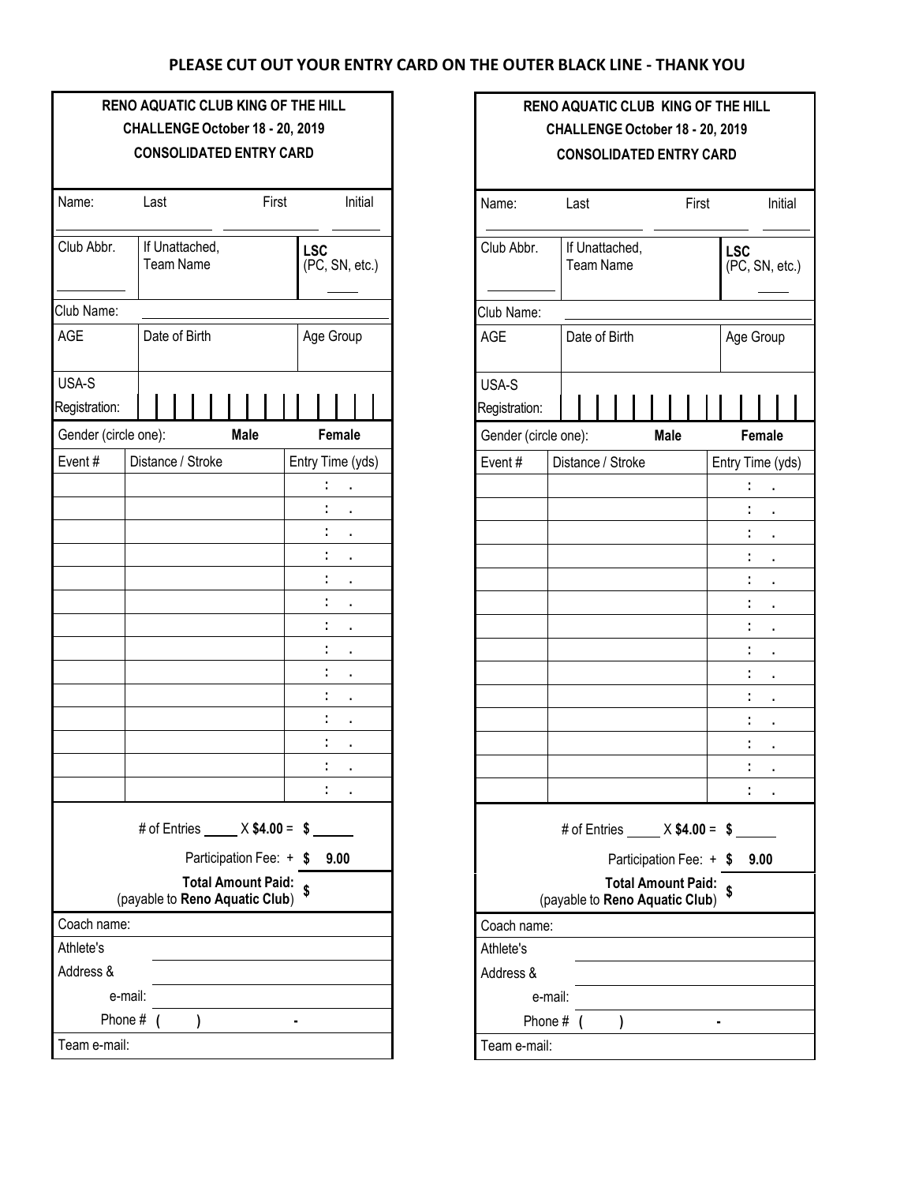**PLEASE CUT OUT YOUR ENTRY CARD ON THE OUTER BLACK LINE - THANK YOU**

**RENO AQUATIC CLUB KING OF THE HILL CHALLENGE October 18 - 20, 2019**

**CONSOLIDATED ENTRY CARD**

| | | | |
|---|---|---|---|
| Name: | Last | First | Initial |
| Club Abbr. | If Unattached, Team Name | | **LSC** (PC, SN, etc.) |
| Club Name: | | | |
| AGE | Date of Birth | | Age Group |
| USA-S Registration: | | | |
| Gender (circle one): | | **Male** | **Female** |

| Event # | Distance / Stroke | Entry Time (yds) |
|---|---|---|
| | | : . |
| | | : . |
| | | : . |
| | | : . |
| | | : . |
| | | : . |
| | | : . |
| | | : . |
| | | : . |
| | | : . |
| | | : . |
| | | : . |
| | | : . |
| | | : . |

# of Entries _____ X **$4.00** = **$** _____

Participation Fee: + **$ 9.00**

**Total Amount Paid:** (payable to **Reno Aquatic Club**) **$**

Coach name:

Athlete's Address & e-mail:

Phone # ( ) -

Team e-mail:

---

**RENO AQUATIC CLUB KING OF THE HILL CHALLENGE October 18 - 20, 2019**

**CONSOLIDATED ENTRY CARD**

| | | | |
|---|---|---|---|
| Name: | Last | First | Initial |
| Club Abbr. | If Unattached, Team Name | | **LSC** (PC, SN, etc.) |
| Club Name: | | | |
| AGE | Date of Birth | | Age Group |
| USA-S Registration: | | | |
| Gender (circle one): | | **Male** | **Female** |

| Event # | Distance / Stroke | Entry Time (yds) |
|---|---|---|
| | | : . |
| | | : . |
| | | : . |
| | | : . |
| | | : . |
| | | : . |
| | | : . |
| | | : . |
| | | : . |
| | | : . |
| | | : . |
| | | : . |
| | | : . |
| | | : . |

# of Entries _____ X **$4.00** = **$** _____

Participation Fee: + **$ 9.00**

**Total Amount Paid:** (payable to **Reno Aquatic Club**) **$**

Coach name:

Athlete's Address & e-mail:

Phone # ( ) -

Team e-mail: